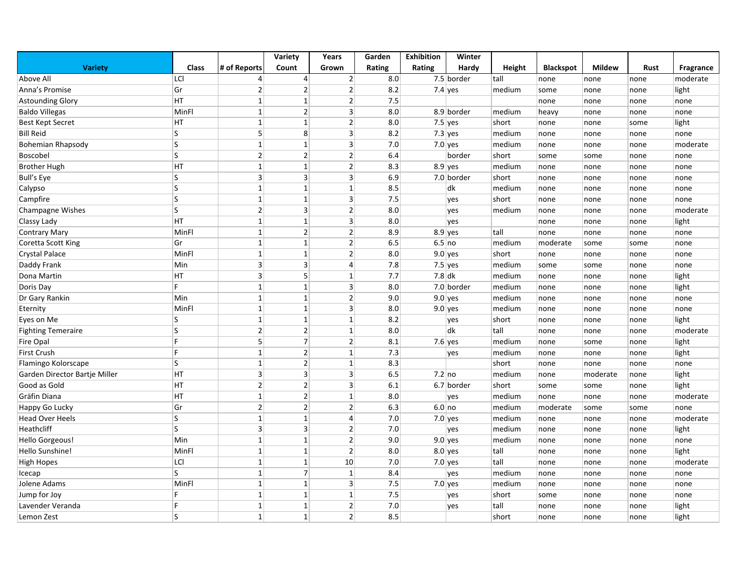| Variety | Class | # of Reports | Variety Count | Years Grown | Garden Rating | Exhibition Rating | Winter Hardy | Height | Blackspot | Mildew | Rust | Fragrance |
|---|---|---|---|---|---|---|---|---|---|---|---|---|
| Above All | LCl | 4 | 4 | 2 | 8.0 | 7.5 | border | tall | none | none | none | moderate |
| Anna's Promise | Gr | 2 | 2 | 2 | 8.2 | 7.4 | yes | medium | some | none | none | light |
| Astounding Glory | HT | 1 | 1 | 2 | 7.5 | | | | none | none | none | none |
| Baldo Villegas | MinFl | 1 | 2 | 3 | 8.0 | 8.9 | border | medium | heavy | none | none | none |
| Best Kept Secret | HT | 1 | 1 | 2 | 8.0 | 7.5 | yes | short | none | none | some | light |
| Bill Reid | S | 5 | 8 | 3 | 8.2 | 7.3 | yes | medium | none | none | none | none |
| Bohemian Rhapsody | S | 1 | 1 | 3 | 7.0 | 7.0 | yes | medium | none | none | none | moderate |
| Boscobel | S | 2 | 2 | 2 | 6.4 | | border | short | some | some | none | none |
| Brother Hugh | HT | 1 | 1 | 2 | 8.3 | 8.9 | yes | medium | none | none | none | none |
| Bull's Eye | S | 3 | 3 | 3 | 6.9 | 7.0 | border | short | none | none | none | none |
| Calypso | S | 1 | 1 | 1 | 8.5 | | dk | medium | none | none | none | none |
| Campfire | S | 1 | 1 | 3 | 7.5 | | yes | short | none | none | none | none |
| Champagne Wishes | S | 2 | 3 | 2 | 8.0 | | yes | medium | none | none | none | moderate |
| Classy Lady | HT | 1 | 1 | 3 | 8.0 | | yes | | none | none | none | light |
| Contrary Mary | MinFl | 1 | 2 | 2 | 8.9 | 8.9 | yes | tall | none | none | none | none |
| Coretta Scott King | Gr | 1 | 1 | 2 | 6.5 | 6.5 | no | medium | moderate | some | some | none |
| Crystal Palace | MinFl | 1 | 1 | 2 | 8.0 | 9.0 | yes | short | none | none | none | none |
| Daddy Frank | Min | 3 | 3 | 4 | 7.8 | 7.5 | yes | medium | some | some | none | none |
| Dona Martin | HT | 3 | 5 | 1 | 7.7 | 7.8 | dk | medium | none | none | none | light |
| Doris Day | F | 1 | 1 | 3 | 8.0 | 7.0 | border | medium | none | none | none | light |
| Dr Gary Rankin | Min | 1 | 1 | 2 | 9.0 | 9.0 | yes | medium | none | none | none | none |
| Eternity | MinFl | 1 | 1 | 3 | 8.0 | 9.0 | yes | medium | none | none | none | none |
| Eyes on Me | S | 1 | 1 | 1 | 8.2 | | yes | short | none | none | none | light |
| Fighting Temeraire | S | 2 | 2 | 1 | 8.0 | | dk | tall | none | none | none | moderate |
| Fire Opal | F | 5 | 7 | 2 | 8.1 | 7.6 | yes | medium | none | some | none | light |
| First Crush | F | 1 | 2 | 1 | 7.3 | | yes | medium | none | none | none | light |
| Flamingo Kolorscape | S | 1 | 2 | 1 | 8.3 | | | short | none | none | none | none |
| Garden Director Bartje Miller | HT | 3 | 3 | 3 | 6.5 | 7.2 | no | medium | none | moderate | none | light |
| Good as Gold | HT | 2 | 2 | 3 | 6.1 | 6.7 | border | short | some | some | none | light |
| Gräfin Diana | HT | 1 | 2 | 1 | 8.0 | | yes | medium | none | none | none | moderate |
| Happy Go Lucky | Gr | 2 | 2 | 2 | 6.3 | 6.0 | no | medium | moderate | some | some | none |
| Head Over Heels | S | 1 | 1 | 4 | 7.0 | 7.0 | yes | medium | none | none | none | moderate |
| Heathcliff | S | 3 | 3 | 2 | 7.0 | | yes | medium | none | none | none | light |
| Hello Gorgeous! | Min | 1 | 1 | 2 | 9.0 | 9.0 | yes | medium | none | none | none | none |
| Hello Sunshine! | MinFl | 1 | 1 | 2 | 8.0 | 8.0 | yes | tall | none | none | none | light |
| High Hopes | LCl | 1 | 1 | 10 | 7.0 | 7.0 | yes | tall | none | none | none | moderate |
| Icecap | S | 1 | 7 | 1 | 8.4 | | yes | medium | none | none | none | none |
| Jolene Adams | MinFl | 1 | 1 | 3 | 7.5 | 7.0 | yes | medium | none | none | none | none |
| Jump for Joy | F | 1 | 1 | 1 | 7.5 | | yes | short | some | none | none | none |
| Lavender Veranda | F | 1 | 1 | 2 | 7.0 | | yes | tall | none | none | none | light |
| Lemon Zest | S | 1 | 1 | 2 | 8.5 | | | short | none | none | none | light |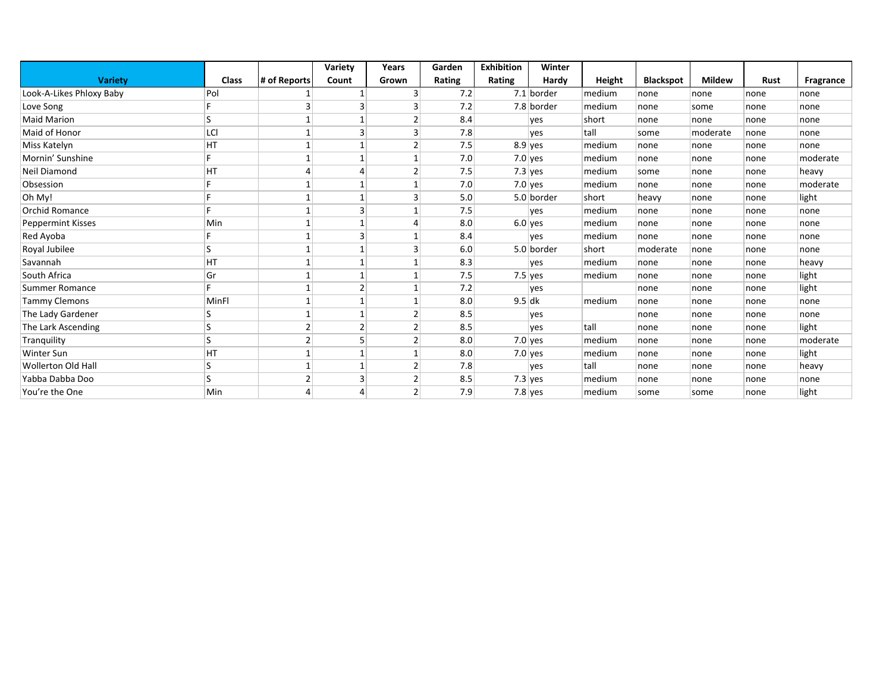| Variety | Class | # of Reports | Variety Count | Years Grown | Garden Rating | Exhibition Rating | Winter Hardy | Height | Blackspot | Mildew | Rust | Fragrance |
|---|---|---|---|---|---|---|---|---|---|---|---|---|
| Look-A-Likes Phloxy Baby | Pol | 1 | 1 | 3 | 7.2 | 7.1 | border | medium | none | none | none | none |
| Love Song | F | 3 | 3 | 3 | 7.2 | 7.8 | border | medium | none | some | none | none |
| Maid Marion | S | 1 | 1 | 2 | 8.4 | | yes | short | none | none | none | none |
| Maid of Honor | LCl | 1 | 3 | 3 | 7.8 | | yes | tall | some | moderate | none | none |
| Miss Katelyn | HT | 1 | 1 | 2 | 7.5 | 8.9 | yes | medium | none | none | none | none |
| Mornin' Sunshine | F | 1 | 1 | 1 | 7.0 | 7.0 | yes | medium | none | none | none | moderate |
| Neil Diamond | HT | 4 | 4 | 2 | 7.5 | 7.3 | yes | medium | some | none | none | heavy |
| Obsession | F | 1 | 1 | 1 | 7.0 | 7.0 | yes | medium | none | none | none | moderate |
| Oh My! | F | 1 | 1 | 3 | 5.0 | 5.0 | border | short | heavy | none | none | light |
| Orchid Romance | F | 1 | 3 | 1 | 7.5 | | yes | medium | none | none | none | none |
| Peppermint Kisses | Min | 1 | 1 | 4 | 8.0 | 6.0 | yes | medium | none | none | none | none |
| Red Ayoba | F | 1 | 3 | 1 | 8.4 | | yes | medium | none | none | none | none |
| Royal Jubilee | S | 1 | 1 | 3 | 6.0 | 5.0 | border | short | moderate | none | none | none |
| Savannah | HT | 1 | 1 | 1 | 8.3 | | yes | medium | none | none | none | heavy |
| South Africa | Gr | 1 | 1 | 1 | 7.5 | 7.5 | yes | medium | none | none | none | light |
| Summer Romance | F | 1 | 2 | 1 | 7.2 | | yes | | none | none | none | light |
| Tammy Clemons | MinFl | 1 | 1 | 1 | 8.0 | 9.5 | dk | medium | none | none | none | none |
| The Lady Gardener | S | 1 | 1 | 2 | 8.5 | | yes | | none | none | none | none |
| The Lark Ascending | S | 2 | 2 | 2 | 8.5 | | yes | tall | none | none | none | light |
| Tranquility | S | 2 | 5 | 2 | 8.0 | 7.0 | yes | medium | none | none | none | moderate |
| Winter Sun | HT | 1 | 1 | 1 | 8.0 | 7.0 | yes | medium | none | none | none | light |
| Wollerton Old Hall | S | 1 | 1 | 2 | 7.8 | | yes | tall | none | none | none | heavy |
| Yabba Dabba Doo | S | 2 | 3 | 2 | 8.5 | 7.3 | yes | medium | none | none | none | none |
| You're the One | Min | 4 | 4 | 2 | 7.9 | 7.8 | yes | medium | some | some | none | light |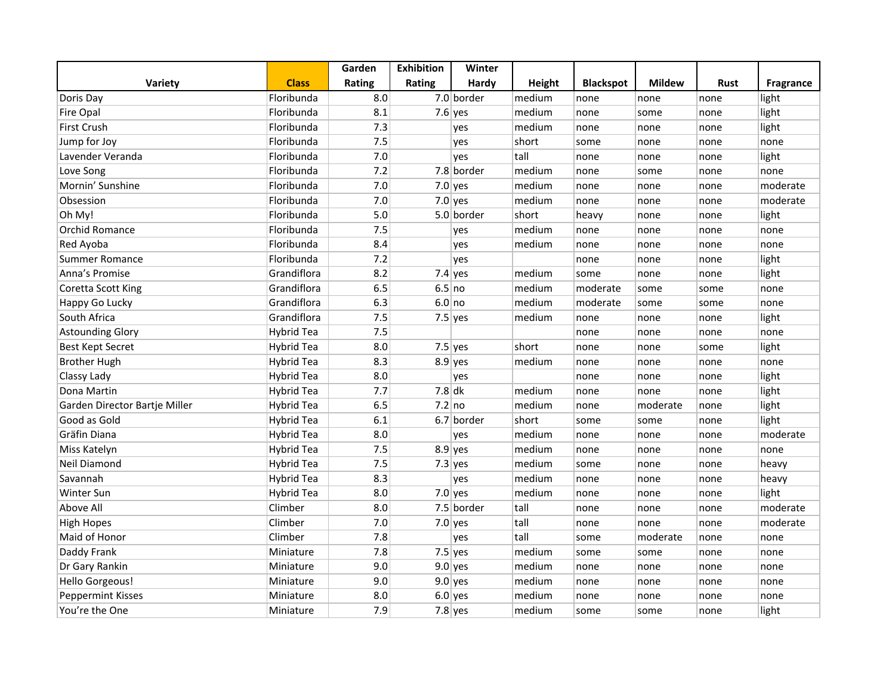| Variety | Class | Garden Rating | Exhibition Rating | Winter Hardy | Height | Blackspot | Mildew | Rust | Fragrance |
|---|---|---|---|---|---|---|---|---|---|
| Doris Day | Floribunda | 8.0 | 7.0 | border | medium | none | none | none | light |
| Fire Opal | Floribunda | 8.1 | 7.6 | yes | medium | none | some | none | light |
| First Crush | Floribunda | 7.3 | | yes | medium | none | none | none | light |
| Jump for Joy | Floribunda | 7.5 | | yes | short | some | none | none | none |
| Lavender Veranda | Floribunda | 7.0 | | yes | tall | none | none | none | light |
| Love Song | Floribunda | 7.2 | 7.8 | border | medium | none | some | none | none |
| Mornin' Sunshine | Floribunda | 7.0 | 7.0 | yes | medium | none | none | none | moderate |
| Obsession | Floribunda | 7.0 | 7.0 | yes | medium | none | none | none | moderate |
| Oh My! | Floribunda | 5.0 | 5.0 | border | short | heavy | none | none | light |
| Orchid Romance | Floribunda | 7.5 | | yes | medium | none | none | none | none |
| Red Ayoba | Floribunda | 8.4 | | yes | medium | none | none | none | none |
| Summer Romance | Floribunda | 7.2 | | yes | | none | none | none | light |
| Anna's Promise | Grandiflora | 8.2 | 7.4 | yes | medium | some | none | none | light |
| Coretta Scott King | Grandiflora | 6.5 | 6.5 | no | medium | moderate | some | some | none |
| Happy Go Lucky | Grandiflora | 6.3 | 6.0 | no | medium | moderate | some | some | none |
| South Africa | Grandiflora | 7.5 | 7.5 | yes | medium | none | none | none | light |
| Astounding Glory | Hybrid Tea | 7.5 | | | | none | none | none | none |
| Best Kept Secret | Hybrid Tea | 8.0 | 7.5 | yes | short | none | none | some | light |
| Brother Hugh | Hybrid Tea | 8.3 | 8.9 | yes | medium | none | none | none | none |
| Classy Lady | Hybrid Tea | 8.0 | | yes | | none | none | none | light |
| Dona Martin | Hybrid Tea | 7.7 | 7.8 | dk | medium | none | none | none | light |
| Garden Director Bartje Miller | Hybrid Tea | 6.5 | 7.2 | no | medium | none | moderate | none | light |
| Good as Gold | Hybrid Tea | 6.1 | 6.7 | border | short | some | some | none | light |
| Gräfin Diana | Hybrid Tea | 8.0 | | yes | medium | none | none | none | moderate |
| Miss Katelyn | Hybrid Tea | 7.5 | 8.9 | yes | medium | none | none | none | none |
| Neil Diamond | Hybrid Tea | 7.5 | 7.3 | yes | medium | some | none | none | heavy |
| Savannah | Hybrid Tea | 8.3 | | yes | medium | none | none | none | heavy |
| Winter Sun | Hybrid Tea | 8.0 | 7.0 | yes | medium | none | none | none | light |
| Above All | Climber | 8.0 | 7.5 | border | tall | none | none | none | moderate |
| High Hopes | Climber | 7.0 | 7.0 | yes | tall | none | none | none | moderate |
| Maid of Honor | Climber | 7.8 | | yes | tall | some | moderate | none | none |
| Daddy Frank | Miniature | 7.8 | 7.5 | yes | medium | some | some | none | none |
| Dr Gary Rankin | Miniature | 9.0 | 9.0 | yes | medium | none | none | none | none |
| Hello Gorgeous! | Miniature | 9.0 | 9.0 | yes | medium | none | none | none | none |
| Peppermint Kisses | Miniature | 8.0 | 6.0 | yes | medium | none | none | none | none |
| You're the One | Miniature | 7.9 | 7.8 | yes | medium | some | some | none | light |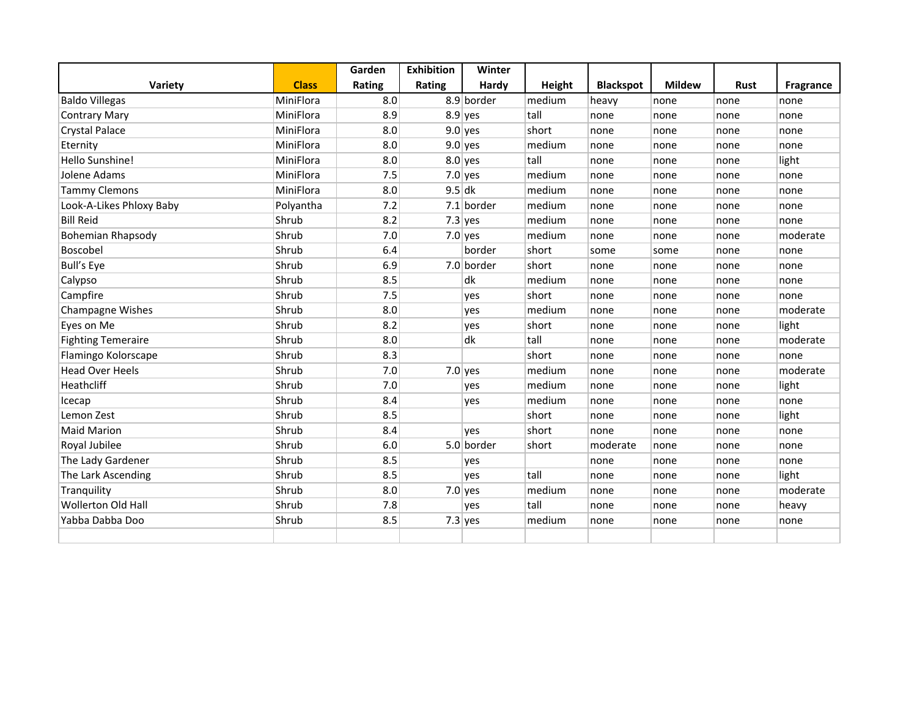| Variety | Class | Garden Rating | Exhibition Rating | Winter Hardy | Height | Blackspot | Mildew | Rust | Fragrance |
|---|---|---|---|---|---|---|---|---|---|
| Baldo Villegas | MiniFlora | 8.0 | 8.9 | border | medium | heavy | none | none | none |
| Contrary Mary | MiniFlora | 8.9 | 8.9 | yes | tall | none | none | none | none |
| Crystal Palace | MiniFlora | 8.0 | 9.0 | yes | short | none | none | none | none |
| Eternity | MiniFlora | 8.0 | 9.0 | yes | medium | none | none | none | none |
| Hello Sunshine! | MiniFlora | 8.0 | 8.0 | yes | tall | none | none | none | light |
| Jolene Adams | MiniFlora | 7.5 | 7.0 | yes | medium | none | none | none | none |
| Tammy Clemons | MiniFlora | 8.0 | 9.5 | dk | medium | none | none | none | none |
| Look-A-Likes Phloxy Baby | Polyantha | 7.2 | 7.1 | border | medium | none | none | none | none |
| Bill Reid | Shrub | 8.2 | 7.3 | yes | medium | none | none | none | none |
| Bohemian Rhapsody | Shrub | 7.0 | 7.0 | yes | medium | none | none | none | moderate |
| Boscobel | Shrub | 6.4 | | border | short | some | some | none | none |
| Bull’s Eye | Shrub | 6.9 | 7.0 | border | short | none | none | none | none |
| Calypso | Shrub | 8.5 | | dk | medium | none | none | none | none |
| Campfire | Shrub | 7.5 | | yes | short | none | none | none | none |
| Champagne Wishes | Shrub | 8.0 | | yes | medium | none | none | none | moderate |
| Eyes on Me | Shrub | 8.2 | | yes | short | none | none | none | light |
| Fighting Temeraire | Shrub | 8.0 | | dk | tall | none | none | none | moderate |
| Flamingo Kolorscape | Shrub | 8.3 | | | short | none | none | none | none |
| Head Over Heels | Shrub | 7.0 | 7.0 | yes | medium | none | none | none | moderate |
| Heathcliff | Shrub | 7.0 | | yes | medium | none | none | none | light |
| Icecap | Shrub | 8.4 | | yes | medium | none | none | none | none |
| Lemon Zest | Shrub | 8.5 | | | short | none | none | none | light |
| Maid Marion | Shrub | 8.4 | | yes | short | none | none | none | none |
| Royal Jubilee | Shrub | 6.0 | 5.0 | border | short | moderate | none | none | none |
| The Lady Gardener | Shrub | 8.5 | | yes | | none | none | none | none |
| The Lark Ascending | Shrub | 8.5 | | yes | tall | none | none | none | light |
| Tranquility | Shrub | 8.0 | 7.0 | yes | medium | none | none | none | moderate |
| Wollerton Old Hall | Shrub | 7.8 | | yes | tall | none | none | none | heavy |
| Yabba Dabba Doo | Shrub | 8.5 | 7.3 | yes | medium | none | none | none | none |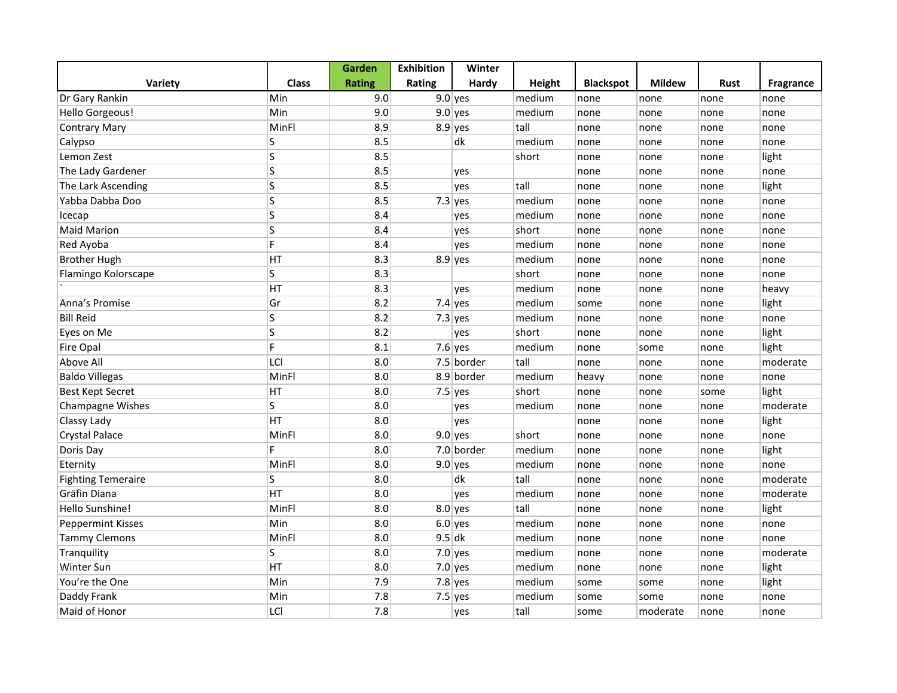| Variety | Class | Garden Rating | Exhibition Rating | Winter Hardy | Height | Blackspot | Mildew | Rust | Fragrance |
|---|---|---|---|---|---|---|---|---|---|
| Dr Gary Rankin | Min | 9.0 | 9.0 | yes | medium | none | none | none | none |
| Hello Gorgeous! | Min | 9.0 | 9.0 | yes | medium | none | none | none | none |
| Contrary Mary | MinFl | 8.9 | 8.9 | yes | tall | none | none | none | none |
| Calypso | S | 8.5 | | dk | medium | none | none | none | none |
| Lemon Zest | S | 8.5 | | | short | none | none | none | light |
| The Lady Gardener | S | 8.5 | | yes | | none | none | none | none |
| The Lark Ascending | S | 8.5 | | yes | tall | none | none | none | light |
| Yabba Dabba Doo | S | 8.5 | 7.3 | yes | medium | none | none | none | none |
| Icecap | S | 8.4 | | yes | medium | none | none | none | none |
| Maid Marion | S | 8.4 | | yes | short | none | none | none | none |
| Red Ayoba | F | 8.4 | | yes | medium | none | none | none | none |
| Brother Hugh | HT | 8.3 | 8.9 | yes | medium | none | none | none | none |
| Flamingo Kolorscape | S | 8.3 | | | short | none | none | none | none |
| ` | HT | 8.3 | | yes | medium | none | none | none | heavy |
| Anna’s Promise | Gr | 8.2 | 7.4 | yes | medium | some | none | none | light |
| Bill Reid | S | 8.2 | 7.3 | yes | medium | none | none | none | none |
| Eyes on Me | S | 8.2 | | yes | short | none | none | none | light |
| Fire Opal | F | 8.1 | 7.6 | yes | medium | none | some | none | light |
| Above All | LCl | 8.0 | 7.5 | border | tall | none | none | none | moderate |
| Baldo Villegas | MinFl | 8.0 | 8.9 | border | medium | heavy | none | none | none |
| Best Kept Secret | HT | 8.0 | 7.5 | yes | short | none | none | some | light |
| Champagne Wishes | S | 8.0 | | yes | medium | none | none | none | moderate |
| Classy Lady | HT | 8.0 | | yes | | none | none | none | light |
| Crystal Palace | MinFl | 8.0 | 9.0 | yes | short | none | none | none | none |
| Doris Day | F | 8.0 | 7.0 | border | medium | none | none | none | light |
| Eternity | MinFl | 8.0 | 9.0 | yes | medium | none | none | none | none |
| Fighting Temeraire | S | 8.0 | | dk | tall | none | none | none | moderate |
| Gräfin Diana | HT | 8.0 | | yes | medium | none | none | none | moderate |
| Hello Sunshine! | MinFl | 8.0 | 8.0 | yes | tall | none | none | none | light |
| Peppermint Kisses | Min | 8.0 | 6.0 | yes | medium | none | none | none | none |
| Tammy Clemons | MinFl | 8.0 | 9.5 | dk | medium | none | none | none | none |
| Tranquility | S | 8.0 | 7.0 | yes | medium | none | none | none | moderate |
| Winter Sun | HT | 8.0 | 7.0 | yes | medium | none | none | none | light |
| You’re the One | Min | 7.9 | 7.8 | yes | medium | some | some | none | light |
| Daddy Frank | Min | 7.8 | 7.5 | yes | medium | some | some | none | none |
| Maid of Honor | LCl | 7.8 | | yes | tall | some | moderate | none | none |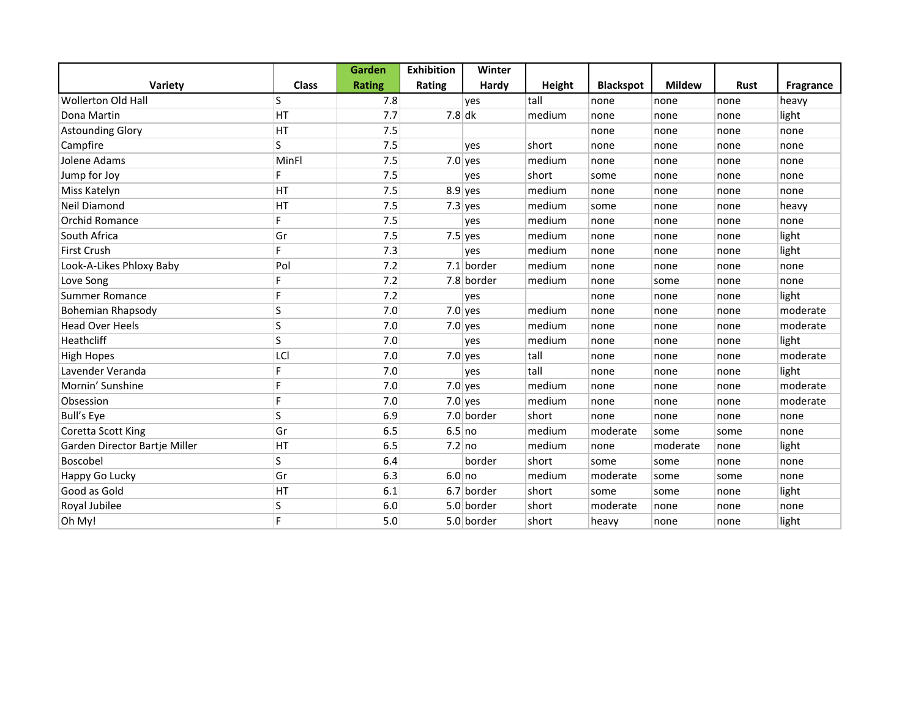| Variety | Class | Garden Rating | Exhibition Rating | Winter Hardy | Height | Blackspot | Mildew | Rust | Fragrance |
|---|---|---|---|---|---|---|---|---|---|
| Wollerton Old Hall | S | 7.8 | | yes | tall | none | none | none | heavy |
| Dona Martin | HT | 7.7 | 7.8 | dk | medium | none | none | none | light |
| Astounding Glory | HT | 7.5 | | | | none | none | none | none |
| Campfire | S | 7.5 | | yes | short | none | none | none | none |
| Jolene Adams | MinFl | 7.5 | 7.0 | yes | medium | none | none | none | none |
| Jump for Joy | F | 7.5 | | yes | short | some | none | none | none |
| Miss Katelyn | HT | 7.5 | 8.9 | yes | medium | none | none | none | none |
| Neil Diamond | HT | 7.5 | 7.3 | yes | medium | some | none | none | heavy |
| Orchid Romance | F | 7.5 | | yes | medium | none | none | none | none |
| South Africa | Gr | 7.5 | 7.5 | yes | medium | none | none | none | light |
| First Crush | F | 7.3 | | yes | medium | none | none | none | light |
| Look-A-Likes Phloxy Baby | Pol | 7.2 | 7.1 | border | medium | none | none | none | none |
| Love Song | F | 7.2 | 7.8 | border | medium | none | some | none | none |
| Summer Romance | F | 7.2 | | yes | | none | none | none | light |
| Bohemian Rhapsody | S | 7.0 | 7.0 | yes | medium | none | none | none | moderate |
| Head Over Heels | S | 7.0 | 7.0 | yes | medium | none | none | none | moderate |
| Heathcliff | S | 7.0 | | yes | medium | none | none | none | light |
| High Hopes | LCl | 7.0 | 7.0 | yes | tall | none | none | none | moderate |
| Lavender Veranda | F | 7.0 | | yes | tall | none | none | none | light |
| Mornin' Sunshine | F | 7.0 | 7.0 | yes | medium | none | none | none | moderate |
| Obsession | F | 7.0 | 7.0 | yes | medium | none | none | none | moderate |
| Bull's Eye | S | 6.9 | 7.0 | border | short | none | none | none | none |
| Coretta Scott King | Gr | 6.5 | 6.5 | no | medium | moderate | some | some | none |
| Garden Director Bartje Miller | HT | 6.5 | 7.2 | no | medium | none | moderate | none | light |
| Boscobel | S | 6.4 | | border | short | some | some | none | none |
| Happy Go Lucky | Gr | 6.3 | 6.0 | no | medium | moderate | some | some | none |
| Good as Gold | HT | 6.1 | 6.7 | border | short | some | some | none | light |
| Royal Jubilee | S | 6.0 | 5.0 | border | short | moderate | none | none | none |
| Oh My! | F | 5.0 | 5.0 | border | short | heavy | none | none | light |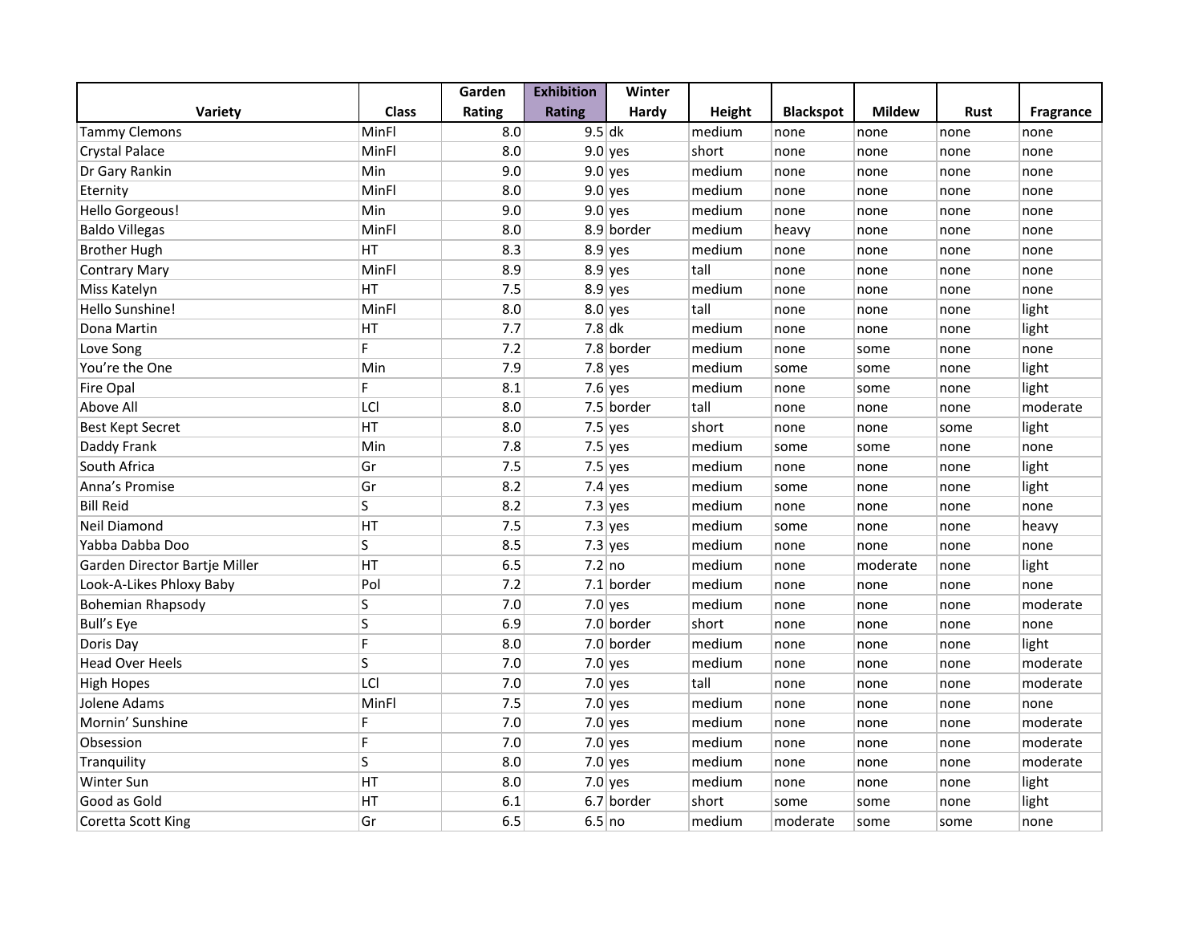| Variety | Class | Garden Rating | Exhibition Rating | Winter Hardy | Height | Blackspot | Mildew | Rust | Fragrance |
|---|---|---|---|---|---|---|---|---|---|
| Tammy Clemons | MinFl | 8.0 | 9.5 | dk | medium | none | none | none | none |
| Crystal Palace | MinFl | 8.0 | 9.0 | yes | short | none | none | none | none |
| Dr Gary Rankin | Min | 9.0 | 9.0 | yes | medium | none | none | none | none |
| Eternity | MinFl | 8.0 | 9.0 | yes | medium | none | none | none | none |
| Hello Gorgeous! | Min | 9.0 | 9.0 | yes | medium | none | none | none | none |
| Baldo Villegas | MinFl | 8.0 | 8.9 | border | medium | heavy | none | none | none |
| Brother Hugh | HT | 8.3 | 8.9 | yes | medium | none | none | none | none |
| Contrary Mary | MinFl | 8.9 | 8.9 | yes | tall | none | none | none | none |
| Miss Katelyn | HT | 7.5 | 8.9 | yes | medium | none | none | none | none |
| Hello Sunshine! | MinFl | 8.0 | 8.0 | yes | tall | none | none | none | light |
| Dona Martin | HT | 7.7 | 7.8 | dk | medium | none | none | none | light |
| Love Song | F | 7.2 | 7.8 | border | medium | none | some | none | none |
| You’re the One | Min | 7.9 | 7.8 | yes | medium | some | some | none | light |
| Fire Opal | F | 8.1 | 7.6 | yes | medium | none | some | none | light |
| Above All | LCl | 8.0 | 7.5 | border | tall | none | none | none | moderate |
| Best Kept Secret | HT | 8.0 | 7.5 | yes | short | none | none | some | light |
| Daddy Frank | Min | 7.8 | 7.5 | yes | medium | some | some | none | none |
| South Africa | Gr | 7.5 | 7.5 | yes | medium | none | none | none | light |
| Anna’s Promise | Gr | 8.2 | 7.4 | yes | medium | some | none | none | light |
| Bill Reid | S | 8.2 | 7.3 | yes | medium | none | none | none | none |
| Neil Diamond | HT | 7.5 | 7.3 | yes | medium | some | none | none | heavy |
| Yabba Dabba Doo | S | 8.5 | 7.3 | yes | medium | none | none | none | none |
| Garden Director Bartje Miller | HT | 6.5 | 7.2 | no | medium | none | moderate | none | light |
| Look-A-Likes Phloxy Baby | Pol | 7.2 | 7.1 | border | medium | none | none | none | none |
| Bohemian Rhapsody | S | 7.0 | 7.0 | yes | medium | none | none | none | moderate |
| Bull’s Eye | S | 6.9 | 7.0 | border | short | none | none | none | none |
| Doris Day | F | 8.0 | 7.0 | border | medium | none | none | none | light |
| Head Over Heels | S | 7.0 | 7.0 | yes | medium | none | none | none | moderate |
| High Hopes | LCl | 7.0 | 7.0 | yes | tall | none | none | none | moderate |
| Jolene Adams | MinFl | 7.5 | 7.0 | yes | medium | none | none | none | none |
| Mornin’ Sunshine | F | 7.0 | 7.0 | yes | medium | none | none | none | moderate |
| Obsession | F | 7.0 | 7.0 | yes | medium | none | none | none | moderate |
| Tranquility | S | 8.0 | 7.0 | yes | medium | none | none | none | moderate |
| Winter Sun | HT | 8.0 | 7.0 | yes | medium | none | none | none | light |
| Good as Gold | HT | 6.1 | 6.7 | border | short | some | some | none | light |
| Coretta Scott King | Gr | 6.5 | 6.5 | no | medium | moderate | some | some | none |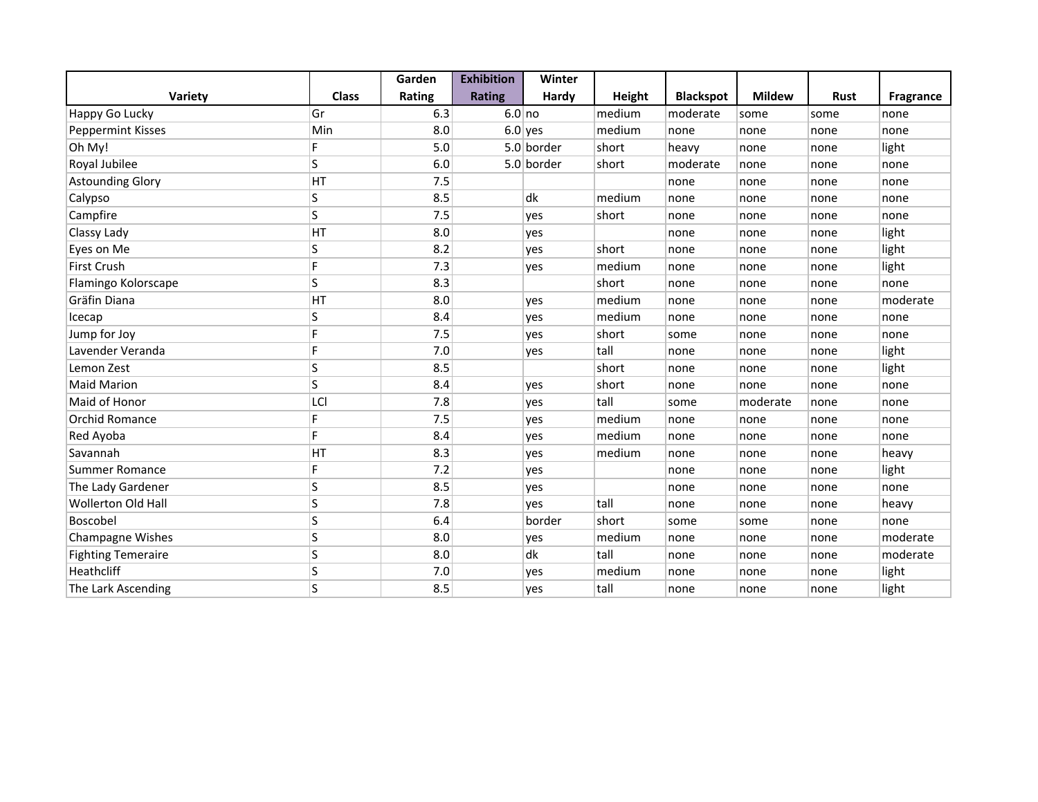| Variety | Class | Garden Rating | Exhibition Rating | Winter Hardy | Height | Blackspot | Mildew | Rust | Fragrance |
|---|---|---|---|---|---|---|---|---|---|
| Happy Go Lucky | Gr | 6.3 | 6.0 | no | medium | moderate | some | some | none |
| Peppermint Kisses | Min | 8.0 | 6.0 | yes | medium | none | none | none | none |
| Oh My! | F | 5.0 | 5.0 | border | short | heavy | none | none | light |
| Royal Jubilee | S | 6.0 | 5.0 | border | short | moderate | none | none | none |
| Astounding Glory | HT | 7.5 | | | | none | none | none | none |
| Calypso | S | 8.5 | | dk | medium | none | none | none | none |
| Campfire | S | 7.5 | | yes | short | none | none | none | none |
| Classy Lady | HT | 8.0 | | yes | | none | none | none | light |
| Eyes on Me | S | 8.2 | | yes | short | none | none | none | light |
| First Crush | F | 7.3 | | yes | medium | none | none | none | light |
| Flamingo Kolorscape | S | 8.3 | | | short | none | none | none | none |
| Gräfin Diana | HT | 8.0 | | yes | medium | none | none | none | moderate |
| Icecap | S | 8.4 | | yes | medium | none | none | none | none |
| Jump for Joy | F | 7.5 | | yes | short | some | none | none | none |
| Lavender Veranda | F | 7.0 | | yes | tall | none | none | none | light |
| Lemon Zest | S | 8.5 | | | short | none | none | none | light |
| Maid Marion | S | 8.4 | | yes | short | none | none | none | none |
| Maid of Honor | LCl | 7.8 | | yes | tall | some | moderate | none | none |
| Orchid Romance | F | 7.5 | | yes | medium | none | none | none | none |
| Red Ayoba | F | 8.4 | | yes | medium | none | none | none | none |
| Savannah | HT | 8.3 | | yes | medium | none | none | none | heavy |
| Summer Romance | F | 7.2 | | yes | | none | none | none | light |
| The Lady Gardener | S | 8.5 | | yes | | none | none | none | none |
| Wollerton Old Hall | S | 7.8 | | yes | tall | none | none | none | heavy |
| Boscobel | S | 6.4 | | border | short | some | some | none | none |
| Champagne Wishes | S | 8.0 | | yes | medium | none | none | none | moderate |
| Fighting Temeraire | S | 8.0 | | dk | tall | none | none | none | moderate |
| Heathcliff | S | 7.0 | | yes | medium | none | none | none | light |
| The Lark Ascending | S | 8.5 | | yes | tall | none | none | none | light |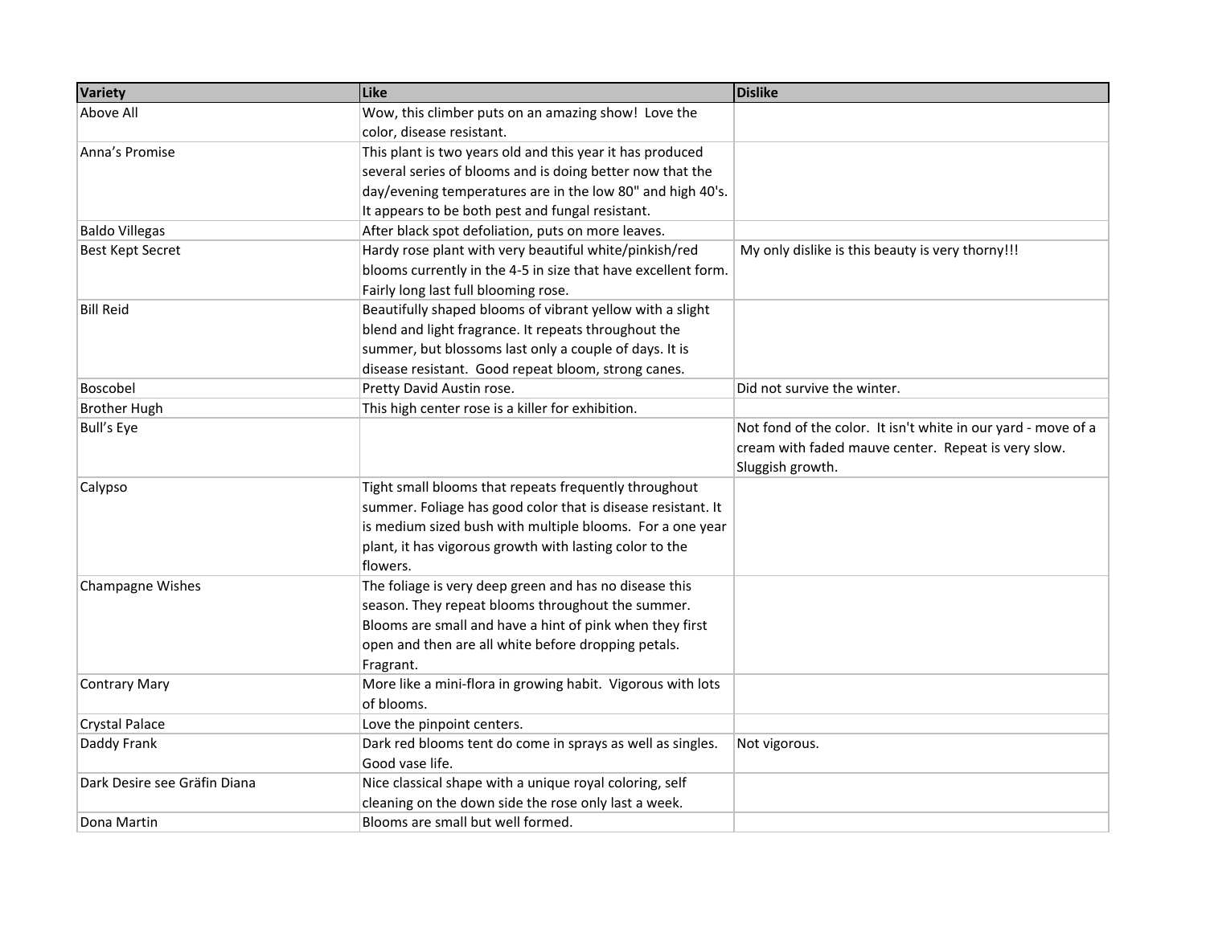| Variety | Like | Dislike |
|---|---|---|
| Above All | Wow, this climber puts on an amazing show! Love the color, disease resistant. | |
| Anna's Promise | This plant is two years old and this year it has produced several series of blooms and is doing better now that the day/evening temperatures are in the low 80" and high 40's. It appears to be both pest and fungal resistant. | |
| Baldo Villegas | After black spot defoliation, puts on more leaves. | |
| Best Kept Secret | Hardy rose plant with very beautiful white/pinkish/red blooms currently in the 4-5 in size that have excellent form. Fairly long last full blooming rose. | My only dislike is this beauty is very thorny!!! |
| Bill Reid | Beautifully shaped blooms of vibrant yellow with a slight blend and light fragrance. It repeats throughout the summer, but blossoms last only a couple of days. It is disease resistant. Good repeat bloom, strong canes. | |
| Boscobel | Pretty David Austin rose. | Did not survive the winter. |
| Brother Hugh | This high center rose is a killer for exhibition. | |
| Bull's Eye | | Not fond of the color. It isn't white in our yard - move of a cream with faded mauve center. Repeat is very slow. Sluggish growth. |
| Calypso | Tight small blooms that repeats frequently throughout summer. Foliage has good color that is disease resistant. It is medium sized bush with multiple blooms. For a one year plant, it has vigorous growth with lasting color to the flowers. | |
| Champagne Wishes | The foliage is very deep green and has no disease this season. They repeat blooms throughout the summer. Blooms are small and have a hint of pink when they first open and then are all white before dropping petals. Fragrant. | |
| Contrary Mary | More like a mini-flora in growing habit. Vigorous with lots of blooms. | |
| Crystal Palace | Love the pinpoint centers. | |
| Daddy Frank | Dark red blooms tent do come in sprays as well as singles. Good vase life. | Not vigorous. |
| Dark Desire see Gräfin Diana | Nice classical shape with a unique royal coloring, self cleaning on the down side the rose only last a week. | |
| Dona Martin | Blooms are small but well formed. | |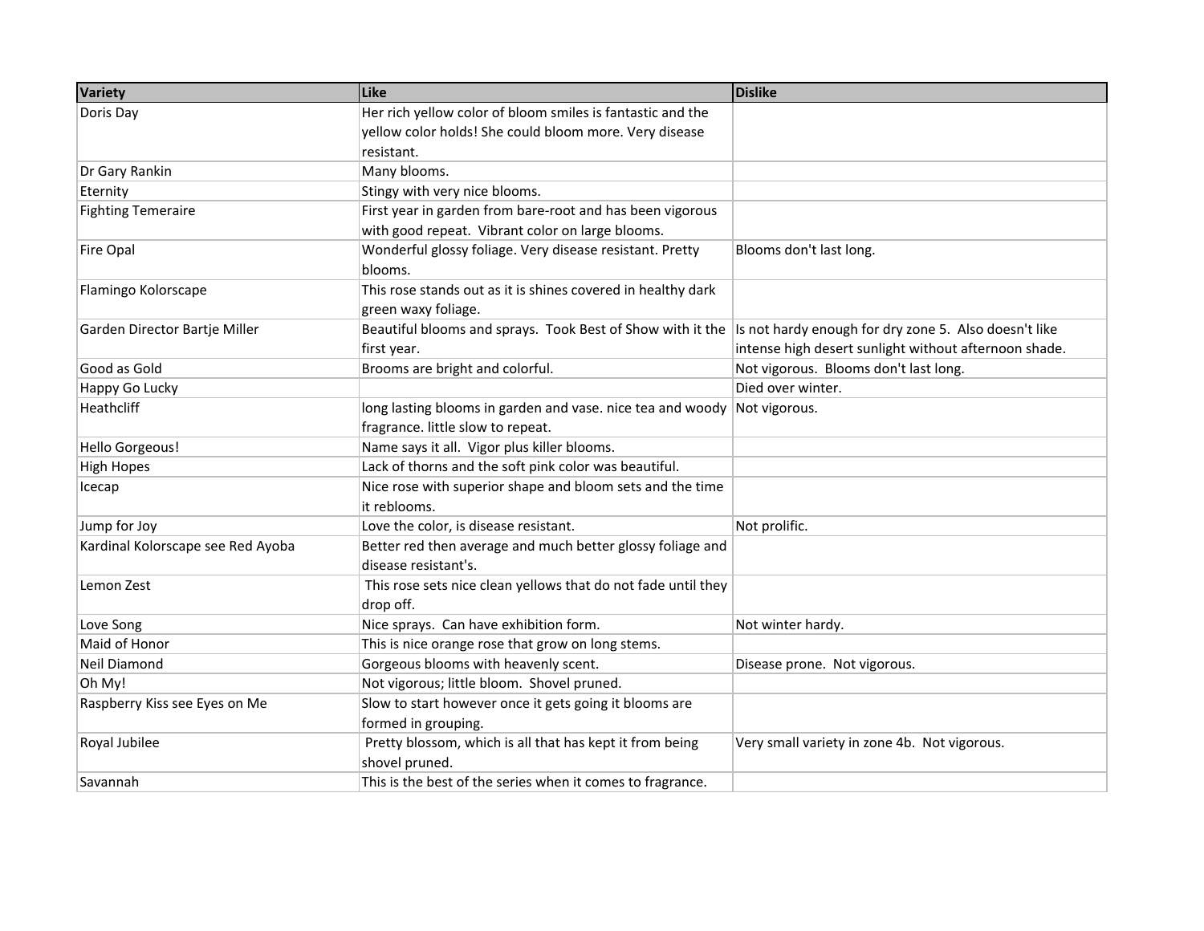| Variety | Like | Dislike |
| --- | --- | --- |
| Doris Day | Her rich yellow color of bloom smiles is fantastic and the yellow color holds! She could bloom more. Very disease resistant. | |
| Dr Gary Rankin | Many blooms. | |
| Eternity | Stingy with very nice blooms. | |
| Fighting Temeraire | First year in garden from bare-root and has been vigorous with good repeat. Vibrant color on large blooms. | |
| Fire Opal | Wonderful glossy foliage. Very disease resistant. Pretty blooms. | Blooms don't last long. |
| Flamingo Kolorscape | This rose stands out as it is shines covered in healthy dark green waxy foliage. | |
| Garden Director Bartje Miller | Beautiful blooms and sprays. Took Best of Show with it the first year. | Is not hardy enough for dry zone 5. Also doesn't like intense high desert sunlight without afternoon shade. |
| Good as Gold | Brooms are bright and colorful. | Not vigorous. Blooms don't last long. |
| Happy Go Lucky | | Died over winter. |
| Heathcliff | long lasting blooms in garden and vase. nice tea and woody fragrance. little slow to repeat. | Not vigorous. |
| Hello Gorgeous! | Name says it all. Vigor plus killer blooms. | |
| High Hopes | Lack of thorns and the soft pink color was beautiful. | |
| Icecap | Nice rose with superior shape and bloom sets and the time it reblooms. | |
| Jump for Joy | Love the color, is disease resistant. | Not prolific. |
| Kardinal Kolorscape see Red Ayoba | Better red then average and much better glossy foliage and disease resistant's. | |
| Lemon Zest | This rose sets nice clean yellows that do not fade until they drop off. | |
| Love Song | Nice sprays. Can have exhibition form. | Not winter hardy. |
| Maid of Honor | This is nice orange rose that grow on long stems. | |
| Neil Diamond | Gorgeous blooms with heavenly scent. | Disease prone. Not vigorous. |
| Oh My! | Not vigorous; little bloom. Shovel pruned. | |
| Raspberry Kiss see Eyes on Me | Slow to start however once it gets going it blooms are formed in grouping. | |
| Royal Jubilee | Pretty blossom, which is all that has kept it from being shovel pruned. | Very small variety in zone 4b. Not vigorous. |
| Savannah | This is the best of the series when it comes to fragrance. | |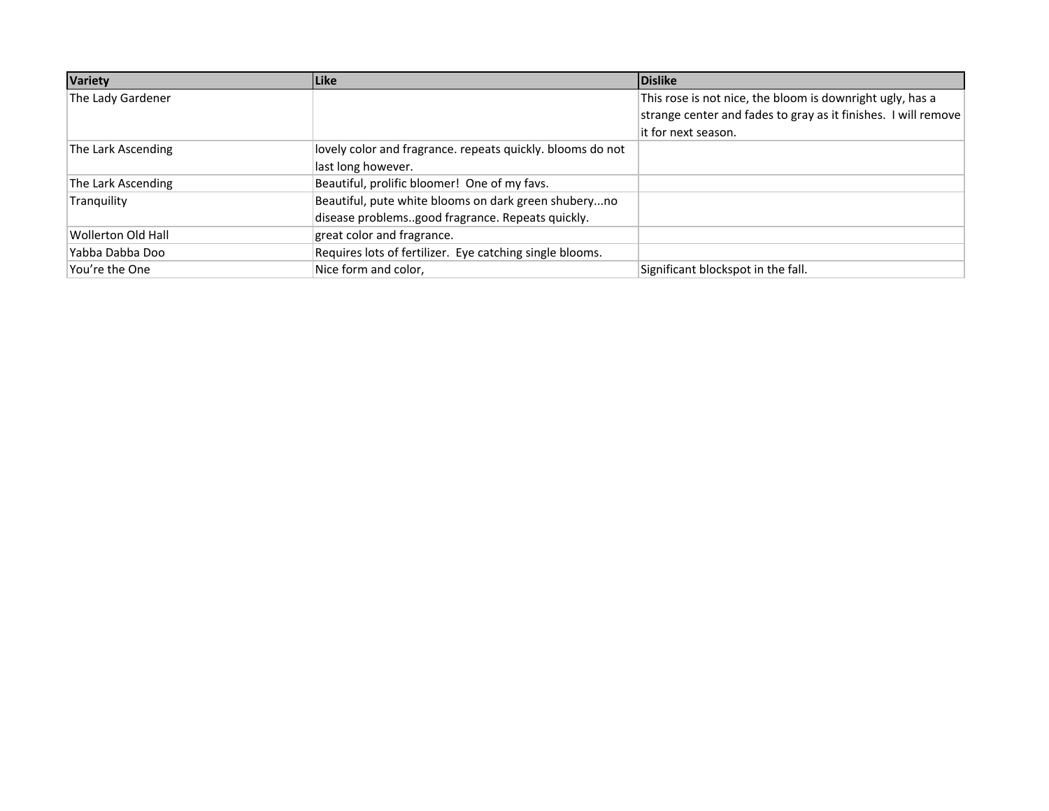| Variety | Like | Dislike |
|---|---|---|
| The Lady Gardener | | This rose is not nice, the bloom is downright ugly, has a strange center and fades to gray as it finishes. I will remove it for next season. |
| The Lark Ascending | lovely color and fragrance. repeats quickly. blooms do not last long however. | |
| The Lark Ascending | Beautiful, prolific bloomer! One of my favs. | |
| Tranquility | Beautiful, pute white blooms on dark green shubery...no disease problems..good fragrance. Repeats quickly. | |
| Wollerton Old Hall | great color and fragrance. | |
| Yabba Dabba Doo | Requires lots of fertilizer. Eye catching single blooms. | |
| You're the One | Nice form and color, | Significant blockspot in the fall. |